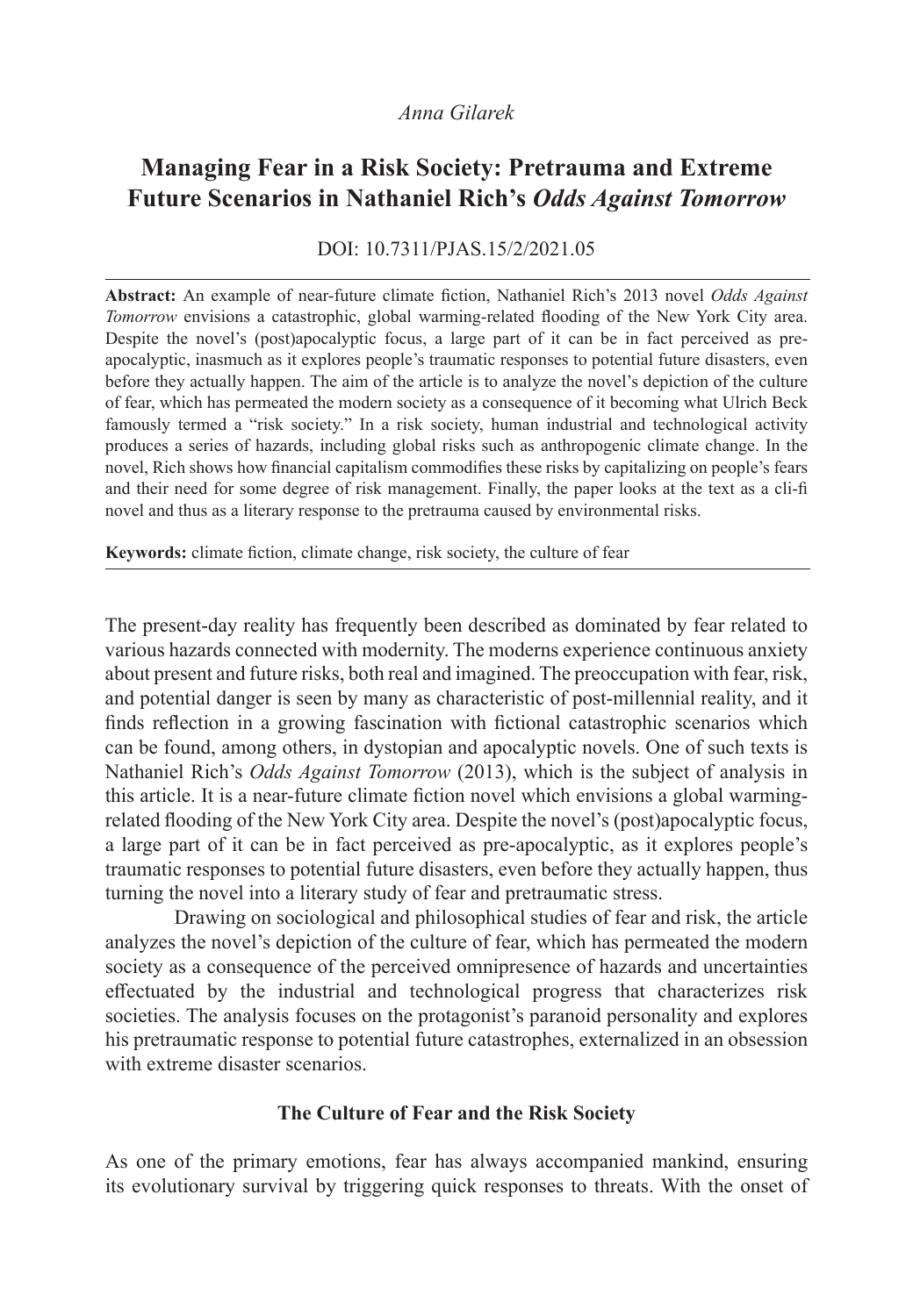*Anna Gilarek*

# Managing Fear in a Risk Society: Pretrauma and Extreme Future Scenarios in Nathaniel Rich's *Odds Against Tomorrow*

DOI: 10.7311/PJAS.15/2/2021.05

**Abstract:** An example of near-future climate fiction, Nathaniel Rich's 2013 novel *Odds Against Tomorrow* envisions a catastrophic, global warming-related flooding of the New York City area. Despite the novel's (post)apocalyptic focus, a large part of it can be in fact perceived as pre-apocalyptic, inasmuch as it explores people's traumatic responses to potential future disasters, even before they actually happen. The aim of the article is to analyze the novel's depiction of the culture of fear, which has permeated the modern society as a consequence of it becoming what Ulrich Beck famously termed a "risk society." In a risk society, human industrial and technological activity produces a series of hazards, including global risks such as anthropogenic climate change. In the novel, Rich shows how financial capitalism commodifies these risks by capitalizing on people's fears and their need for some degree of risk management. Finally, the paper looks at the text as a cli-fi novel and thus as a literary response to the pretrauma caused by environmental risks.

**Keywords:** climate fiction, climate change, risk society, the culture of fear

---

The present-day reality has frequently been described as dominated by fear related to various hazards connected with modernity. The moderns experience continuous anxiety about present and future risks, both real and imagined. The preoccupation with fear, risk, and potential danger is seen by many as characteristic of post-millennial reality, and it finds reflection in a growing fascination with fictional catastrophic scenarios which can be found, among others, in dystopian and apocalyptic novels. One of such texts is Nathaniel Rich's *Odds Against Tomorrow* (2013), which is the subject of analysis in this article. It is a near-future climate fiction novel which envisions a global warming-related flooding of the New York City area. Despite the novel's (post)apocalyptic focus, a large part of it can be in fact perceived as pre-apocalyptic, as it explores people's traumatic responses to potential future disasters, even before they actually happen, thus turning the novel into a literary study of fear and pretraumatic stress.

Drawing on sociological and philosophical studies of fear and risk, the article analyzes the novel's depiction of the culture of fear, which has permeated the modern society as a consequence of the perceived omnipresence of hazards and uncertainties effectuated by the industrial and technological progress that characterizes risk societies. The analysis focuses on the protagonist's paranoid personality and explores his pretraumatic response to potential future catastrophes, externalized in an obsession with extreme disaster scenarios.

## The Culture of Fear and the Risk Society

As one of the primary emotions, fear has always accompanied mankind, ensuring its evolutionary survival by triggering quick responses to threats. With the onset of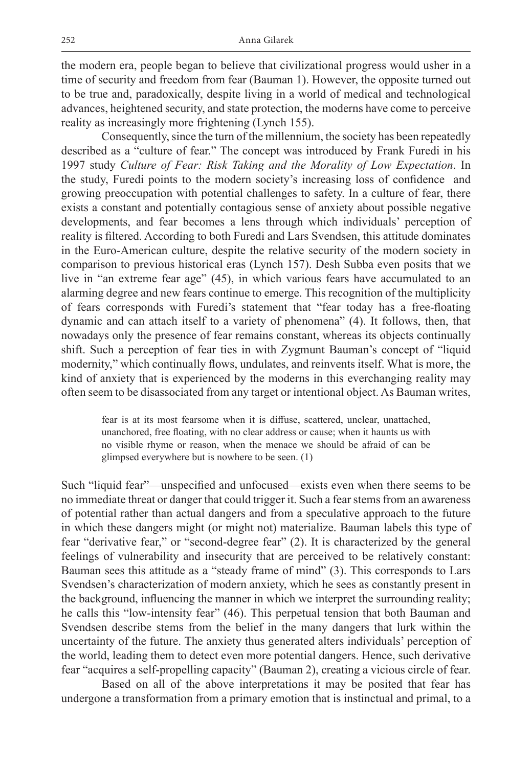the modern era, people began to believe that civilizational progress would usher in a time of security and freedom from fear (Bauman 1). However, the opposite turned out to be true and, paradoxically, despite living in a world of medical and technological advances, heightened security, and state protection, the moderns have come to perceive reality as increasingly more frightening (Lynch 155).

Consequently, since the turn of the millennium, the society has been repeatedly described as a "culture of fear." The concept was introduced by Frank Furedi in his 1997 study *Culture of Fear: Risk Taking and the Morality of Low Expectation*. In the study, Furedi points to the modern society's increasing loss of confidence and growing preoccupation with potential challenges to safety. In a culture of fear, there exists a constant and potentially contagious sense of anxiety about possible negative developments, and fear becomes a lens through which individuals' perception of reality is filtered. According to both Furedi and Lars Svendsen, this attitude dominates in the Euro-American culture, despite the relative security of the modern society in comparison to previous historical eras (Lynch 157). Desh Subba even posits that we live in "an extreme fear age" (45), in which various fears have accumulated to an alarming degree and new fears continue to emerge. This recognition of the multiplicity of fears corresponds with Furedi's statement that "fear today has a free-floating dynamic and can attach itself to a variety of phenomena" (4). It follows, then, that nowadays only the presence of fear remains constant, whereas its objects continually shift. Such a perception of fear ties in with Zygmunt Bauman's concept of "liquid modernity," which continually flows, undulates, and reinvents itself. What is more, the kind of anxiety that is experienced by the moderns in this everchanging reality may often seem to be disassociated from any target or intentional object. As Bauman writes,

> fear is at its most fearsome when it is diffuse, scattered, unclear, unattached, unanchored, free floating, with no clear address or cause; when it haunts us with no visible rhyme or reason, when the menace we should be afraid of can be glimpsed everywhere but is nowhere to be seen. (1)

Such "liquid fear"—unspecified and unfocused—exists even when there seems to be no immediate threat or danger that could trigger it. Such a fear stems from an awareness of potential rather than actual dangers and from a speculative approach to the future in which these dangers might (or might not) materialize. Bauman labels this type of fear "derivative fear," or "second-degree fear" (2). It is characterized by the general feelings of vulnerability and insecurity that are perceived to be relatively constant: Bauman sees this attitude as a "steady frame of mind" (3). This corresponds to Lars Svendsen's characterization of modern anxiety, which he sees as constantly present in the background, influencing the manner in which we interpret the surrounding reality; he calls this "low-intensity fear" (46). This perpetual tension that both Bauman and Svendsen describe stems from the belief in the many dangers that lurk within the uncertainty of the future. The anxiety thus generated alters individuals' perception of the world, leading them to detect even more potential dangers. Hence, such derivative fear "acquires a self-propelling capacity" (Bauman 2), creating a vicious circle of fear.

Based on all of the above interpretations it may be posited that fear has undergone a transformation from a primary emotion that is instinctual and primal, to a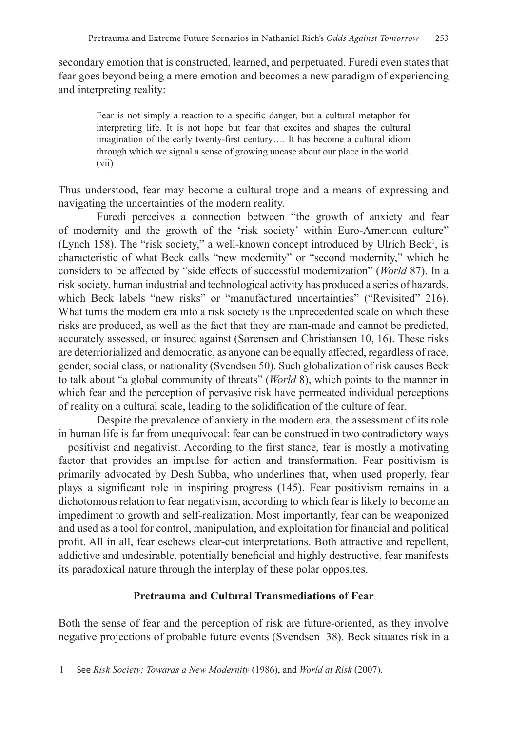secondary emotion that is constructed, learned, and perpetuated. Furedi even states that fear goes beyond being a mere emotion and becomes a new paradigm of experiencing and interpreting reality:

> Fear is not simply a reaction to a specific danger, but a cultural metaphor for interpreting life. It is not hope but fear that excites and shapes the cultural imagination of the early twenty-first century…. It has become a cultural idiom through which we signal a sense of growing unease about our place in the world. (vii)

Thus understood, fear may become a cultural trope and a means of expressing and navigating the uncertainties of the modern reality.

Furedi perceives a connection between "the growth of anxiety and fear of modernity and the growth of the 'risk society' within Euro-American culture" (Lynch 158). The "risk society," a well-known concept introduced by Ulrich Beck[1], is characteristic of what Beck calls "new modernity" or "second modernity," which he considers to be affected by "side effects of successful modernization" (*World* 87). In a risk society, human industrial and technological activity has produced a series of hazards, which Beck labels "new risks" or "manufactured uncertainties" ("Revisited" 216). What turns the modern era into a risk society is the unprecedented scale on which these risks are produced, as well as the fact that they are man-made and cannot be predicted, accurately assessed, or insured against (Sørensen and Christiansen 10, 16). These risks are deterriorialized and democratic, as anyone can be equally affected, regardless of race, gender, social class, or nationality (Svendsen 50). Such globalization of risk causes Beck to talk about "a global community of threats" (*World* 8), which points to the manner in which fear and the perception of pervasive risk have permeated individual perceptions of reality on a cultural scale, leading to the solidification of the culture of fear.

Despite the prevalence of anxiety in the modern era, the assessment of its role in human life is far from unequivocal: fear can be construed in two contradictory ways – positivist and negativist. According to the first stance, fear is mostly a motivating factor that provides an impulse for action and transformation. Fear positivism is primarily advocated by Desh Subba, who underlines that, when used properly, fear plays a significant role in inspiring progress (145). Fear positivism remains in a dichotomous relation to fear negativism, according to which fear is likely to become an impediment to growth and self-realization. Most importantly, fear can be weaponized and used as a tool for control, manipulation, and exploitation for financial and political profit. All in all, fear eschews clear-cut interpretations. Both attractive and repellent, addictive and undesirable, potentially beneficial and highly destructive, fear manifests its paradoxical nature through the interplay of these polar opposites.

## Pretrauma and Cultural Transmediations of Fear

Both the sense of fear and the perception of risk are future-oriented, as they involve negative projections of probable future events (Svendsen 38). Beck situates risk in a

---

1 See *Risk Society: Towards a New Modernity* (1986), and *World at Risk* (2007).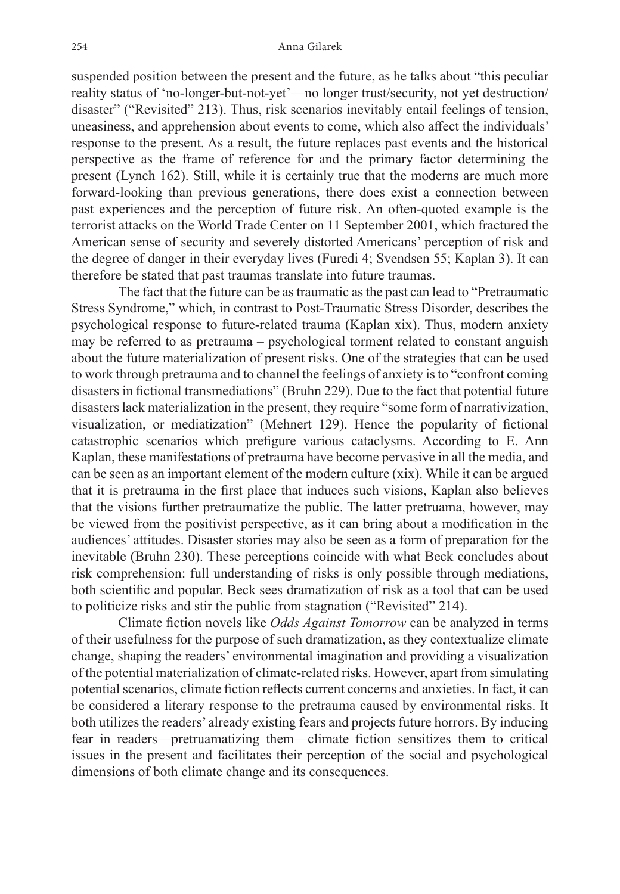suspended position between the present and the future, as he talks about "this peculiar reality status of 'no-longer-but-not-yet'—no longer trust/security, not yet destruction/disaster" ("Revisited" 213). Thus, risk scenarios inevitably entail feelings of tension, uneasiness, and apprehension about events to come, which also affect the individuals' response to the present. As a result, the future replaces past events and the historical perspective as the frame of reference for and the primary factor determining the present (Lynch 162). Still, while it is certainly true that the moderns are much more forward-looking than previous generations, there does exist a connection between past experiences and the perception of future risk. An often-quoted example is the terrorist attacks on the World Trade Center on 11 September 2001, which fractured the American sense of security and severely distorted Americans' perception of risk and the degree of danger in their everyday lives (Furedi 4; Svendsen 55; Kaplan 3). It can therefore be stated that past traumas translate into future traumas.

The fact that the future can be as traumatic as the past can lead to "Pretraumatic Stress Syndrome," which, in contrast to Post-Traumatic Stress Disorder, describes the psychological response to future-related trauma (Kaplan xix). Thus, modern anxiety may be referred to as pretrauma – psychological torment related to constant anguish about the future materialization of present risks. One of the strategies that can be used to work through pretrauma and to channel the feelings of anxiety is to "confront coming disasters in fictional transmediations" (Bruhn 229). Due to the fact that potential future disasters lack materialization in the present, they require "some form of narrativization, visualization, or mediatization" (Mehnert 129). Hence the popularity of fictional catastrophic scenarios which prefigure various cataclysms. According to E. Ann Kaplan, these manifestations of pretrauma have become pervasive in all the media, and can be seen as an important element of the modern culture (xix). While it can be argued that it is pretrauma in the first place that induces such visions, Kaplan also believes that the visions further pretraumatize the public. The latter pretruama, however, may be viewed from the positivist perspective, as it can bring about a modification in the audiences' attitudes. Disaster stories may also be seen as a form of preparation for the inevitable (Bruhn 230). These perceptions coincide with what Beck concludes about risk comprehension: full understanding of risks is only possible through mediations, both scientific and popular. Beck sees dramatization of risk as a tool that can be used to politicize risks and stir the public from stagnation ("Revisited" 214).

Climate fiction novels like *Odds Against Tomorrow* can be analyzed in terms of their usefulness for the purpose of such dramatization, as they contextualize climate change, shaping the readers' environmental imagination and providing a visualization of the potential materialization of climate-related risks. However, apart from simulating potential scenarios, climate fiction reflects current concerns and anxieties. In fact, it can be considered a literary response to the pretrauma caused by environmental risks. It both utilizes the readers' already existing fears and projects future horrors. By inducing fear in readers—pretruamatizing them—climate fiction sensitizes them to critical issues in the present and facilitates their perception of the social and psychological dimensions of both climate change and its consequences.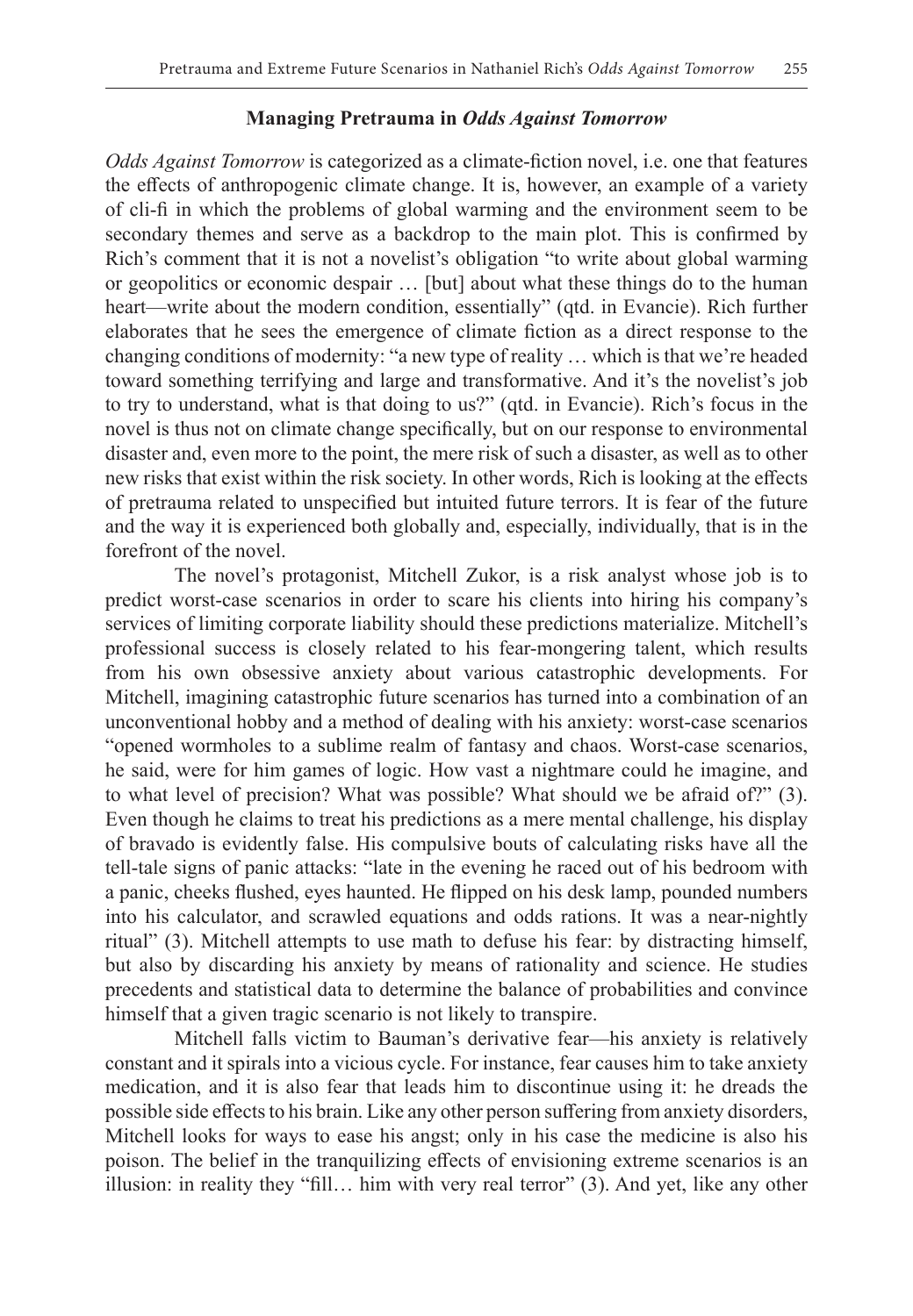## Managing Pretrauma in *Odds Against Tomorrow*

*Odds Against Tomorrow* is categorized as a climate-fiction novel, i.e. one that features the effects of anthropogenic climate change. It is, however, an example of a variety of cli-fi in which the problems of global warming and the environment seem to be secondary themes and serve as a backdrop to the main plot. This is confirmed by Rich's comment that it is not a novelist's obligation "to write about global warming or geopolitics or economic despair … [but] about what these things do to the human heart—write about the modern condition, essentially" (qtd. in Evancie). Rich further elaborates that he sees the emergence of climate fiction as a direct response to the changing conditions of modernity: "a new type of reality … which is that we're headed toward something terrifying and large and transformative. And it's the novelist's job to try to understand, what is that doing to us?" (qtd. in Evancie). Rich's focus in the novel is thus not on climate change specifically, but on our response to environmental disaster and, even more to the point, the mere risk of such a disaster, as well as to other new risks that exist within the risk society. In other words, Rich is looking at the effects of pretrauma related to unspecified but intuited future terrors. It is fear of the future and the way it is experienced both globally and, especially, individually, that is in the forefront of the novel.

The novel's protagonist, Mitchell Zukor, is a risk analyst whose job is to predict worst-case scenarios in order to scare his clients into hiring his company's services of limiting corporate liability should these predictions materialize. Mitchell's professional success is closely related to his fear-mongering talent, which results from his own obsessive anxiety about various catastrophic developments. For Mitchell, imagining catastrophic future scenarios has turned into a combination of an unconventional hobby and a method of dealing with his anxiety: worst-case scenarios "opened wormholes to a sublime realm of fantasy and chaos. Worst-case scenarios, he said, were for him games of logic. How vast a nightmare could he imagine, and to what level of precision? What was possible? What should we be afraid of?" (3). Even though he claims to treat his predictions as a mere mental challenge, his display of bravado is evidently false. His compulsive bouts of calculating risks have all the tell-tale signs of panic attacks: "late in the evening he raced out of his bedroom with a panic, cheeks flushed, eyes haunted. He flipped on his desk lamp, pounded numbers into his calculator, and scrawled equations and odds rations. It was a near-nightly ritual" (3). Mitchell attempts to use math to defuse his fear: by distracting himself, but also by discarding his anxiety by means of rationality and science. He studies precedents and statistical data to determine the balance of probabilities and convince himself that a given tragic scenario is not likely to transpire.

Mitchell falls victim to Bauman's derivative fear—his anxiety is relatively constant and it spirals into a vicious cycle. For instance, fear causes him to take anxiety medication, and it is also fear that leads him to discontinue using it: he dreads the possible side effects to his brain. Like any other person suffering from anxiety disorders, Mitchell looks for ways to ease his angst; only in his case the medicine is also his poison. The belief in the tranquilizing effects of envisioning extreme scenarios is an illusion: in reality they "fill… him with very real terror" (3). And yet, like any other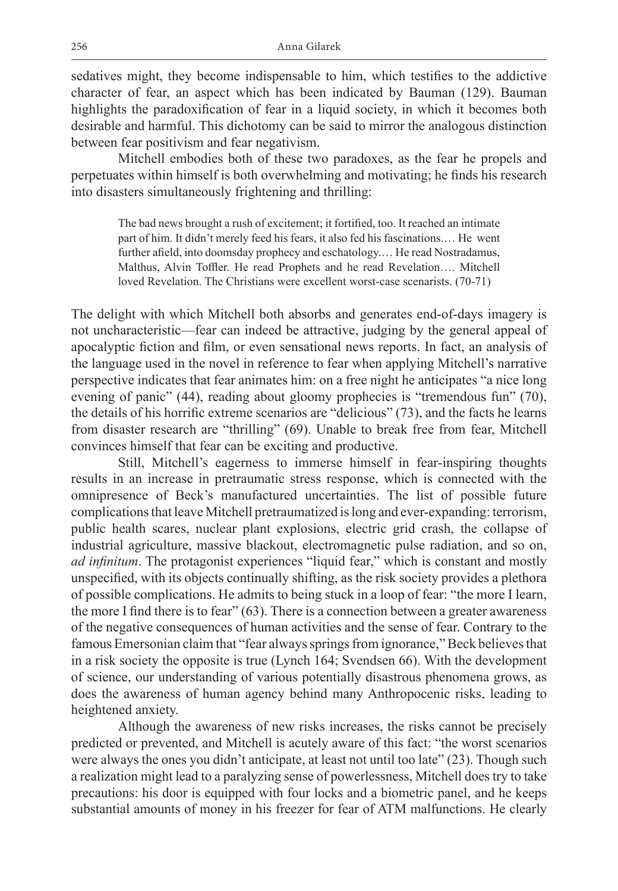sedatives might, they become indispensable to him, which testifies to the addictive character of fear, an aspect which has been indicated by Bauman (129). Bauman highlights the paradoxification of fear in a liquid society, in which it becomes both desirable and harmful. This dichotomy can be said to mirror the analogous distinction between fear positivism and fear negativism.

Mitchell embodies both of these two paradoxes, as the fear he propels and perpetuates within himself is both overwhelming and motivating; he finds his research into disasters simultaneously frightening and thrilling:

> The bad news brought a rush of excitement; it fortified, too. It reached an intimate part of him. It didn't merely feed his fears, it also fed his fascinations.… He went further afield, into doomsday prophecy and eschatology.… He read Nostradamus, Malthus, Alvin Toffler. He read Prophets and he read Revelation…. Mitchell loved Revelation. The Christians were excellent worst-case scenarists. (70-71)

The delight with which Mitchell both absorbs and generates end-of-days imagery is not uncharacteristic—fear can indeed be attractive, judging by the general appeal of apocalyptic fiction and film, or even sensational news reports. In fact, an analysis of the language used in the novel in reference to fear when applying Mitchell's narrative perspective indicates that fear animates him: on a free night he anticipates "a nice long evening of panic" (44), reading about gloomy prophecies is "tremendous fun" (70), the details of his horrific extreme scenarios are "delicious" (73), and the facts he learns from disaster research are "thrilling" (69). Unable to break free from fear, Mitchell convinces himself that fear can be exciting and productive.

Still, Mitchell's eagerness to immerse himself in fear-inspiring thoughts results in an increase in pretraumatic stress response, which is connected with the omnipresence of Beck's manufactured uncertainties. The list of possible future complications that leave Mitchell pretraumatized is long and ever-expanding: terrorism, public health scares, nuclear plant explosions, electric grid crash, the collapse of industrial agriculture, massive blackout, electromagnetic pulse radiation, and so on, *ad infinitum*. The protagonist experiences "liquid fear," which is constant and mostly unspecified, with its objects continually shifting, as the risk society provides a plethora of possible complications. He admits to being stuck in a loop of fear: "the more I learn, the more I find there is to fear" (63). There is a connection between a greater awareness of the negative consequences of human activities and the sense of fear. Contrary to the famous Emersonian claim that "fear always springs from ignorance," Beck believes that in a risk society the opposite is true (Lynch 164; Svendsen 66). With the development of science, our understanding of various potentially disastrous phenomena grows, as does the awareness of human agency behind many Anthropocenic risks, leading to heightened anxiety.

Although the awareness of new risks increases, the risks cannot be precisely predicted or prevented, and Mitchell is acutely aware of this fact: "the worst scenarios were always the ones you didn't anticipate, at least not until too late" (23). Though such a realization might lead to a paralyzing sense of powerlessness, Mitchell does try to take precautions: his door is equipped with four locks and a biometric panel, and he keeps substantial amounts of money in his freezer for fear of ATM malfunctions. He clearly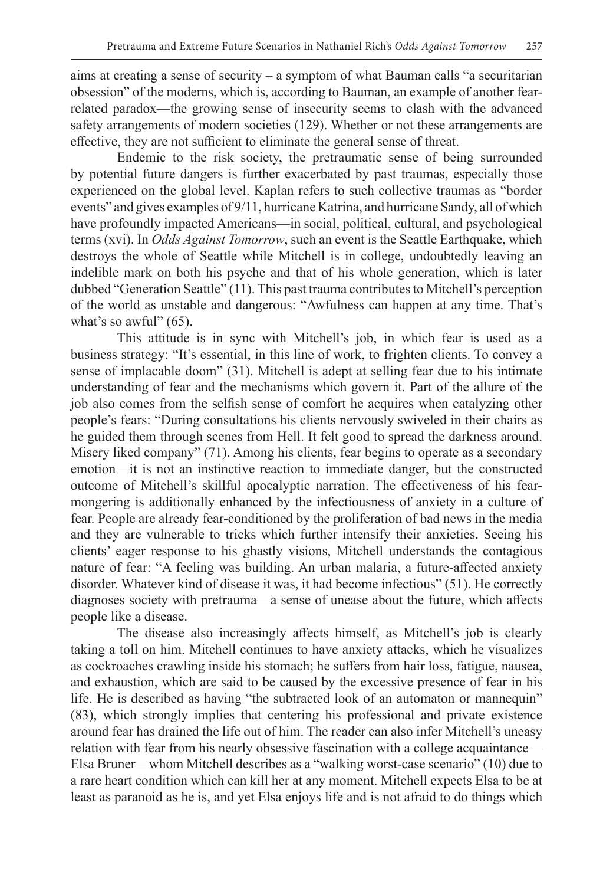aims at creating a sense of security – a symptom of what Bauman calls "a securitarian obsession" of the moderns, which is, according to Bauman, an example of another fear-related paradox—the growing sense of insecurity seems to clash with the advanced safety arrangements of modern societies (129). Whether or not these arrangements are effective, they are not sufficient to eliminate the general sense of threat.

Endemic to the risk society, the pretraumatic sense of being surrounded by potential future dangers is further exacerbated by past traumas, especially those experienced on the global level. Kaplan refers to such collective traumas as "border events" and gives examples of 9/11, hurricane Katrina, and hurricane Sandy, all of which have profoundly impacted Americans—in social, political, cultural, and psychological terms (xvi). In *Odds Against Tomorrow*, such an event is the Seattle Earthquake, which destroys the whole of Seattle while Mitchell is in college, undoubtedly leaving an indelible mark on both his psyche and that of his whole generation, which is later dubbed "Generation Seattle" (11). This past trauma contributes to Mitchell's perception of the world as unstable and dangerous: "Awfulness can happen at any time. That's what's so awful" (65).

This attitude is in sync with Mitchell's job, in which fear is used as a business strategy: "It's essential, in this line of work, to frighten clients. To convey a sense of implacable doom" (31). Mitchell is adept at selling fear due to his intimate understanding of fear and the mechanisms which govern it. Part of the allure of the job also comes from the selfish sense of comfort he acquires when catalyzing other people's fears: "During consultations his clients nervously swiveled in their chairs as he guided them through scenes from Hell. It felt good to spread the darkness around. Misery liked company" (71). Among his clients, fear begins to operate as a secondary emotion—it is not an instinctive reaction to immediate danger, but the constructed outcome of Mitchell's skillful apocalyptic narration. The effectiveness of his fear-mongering is additionally enhanced by the infectiousness of anxiety in a culture of fear. People are already fear-conditioned by the proliferation of bad news in the media and they are vulnerable to tricks which further intensify their anxieties. Seeing his clients' eager response to his ghastly visions, Mitchell understands the contagious nature of fear: "A feeling was building. An urban malaria, a future-affected anxiety disorder. Whatever kind of disease it was, it had become infectious" (51). He correctly diagnoses society with pretrauma—a sense of unease about the future, which affects people like a disease.

The disease also increasingly affects himself, as Mitchell's job is clearly taking a toll on him. Mitchell continues to have anxiety attacks, which he visualizes as cockroaches crawling inside his stomach; he suffers from hair loss, fatigue, nausea, and exhaustion, which are said to be caused by the excessive presence of fear in his life. He is described as having "the subtracted look of an automaton or mannequin" (83), which strongly implies that centering his professional and private existence around fear has drained the life out of him. The reader can also infer Mitchell's uneasy relation with fear from his nearly obsessive fascination with a college acquaintance—Elsa Bruner—whom Mitchell describes as a "walking worst-case scenario" (10) due to a rare heart condition which can kill her at any moment. Mitchell expects Elsa to be at least as paranoid as he is, and yet Elsa enjoys life and is not afraid to do things which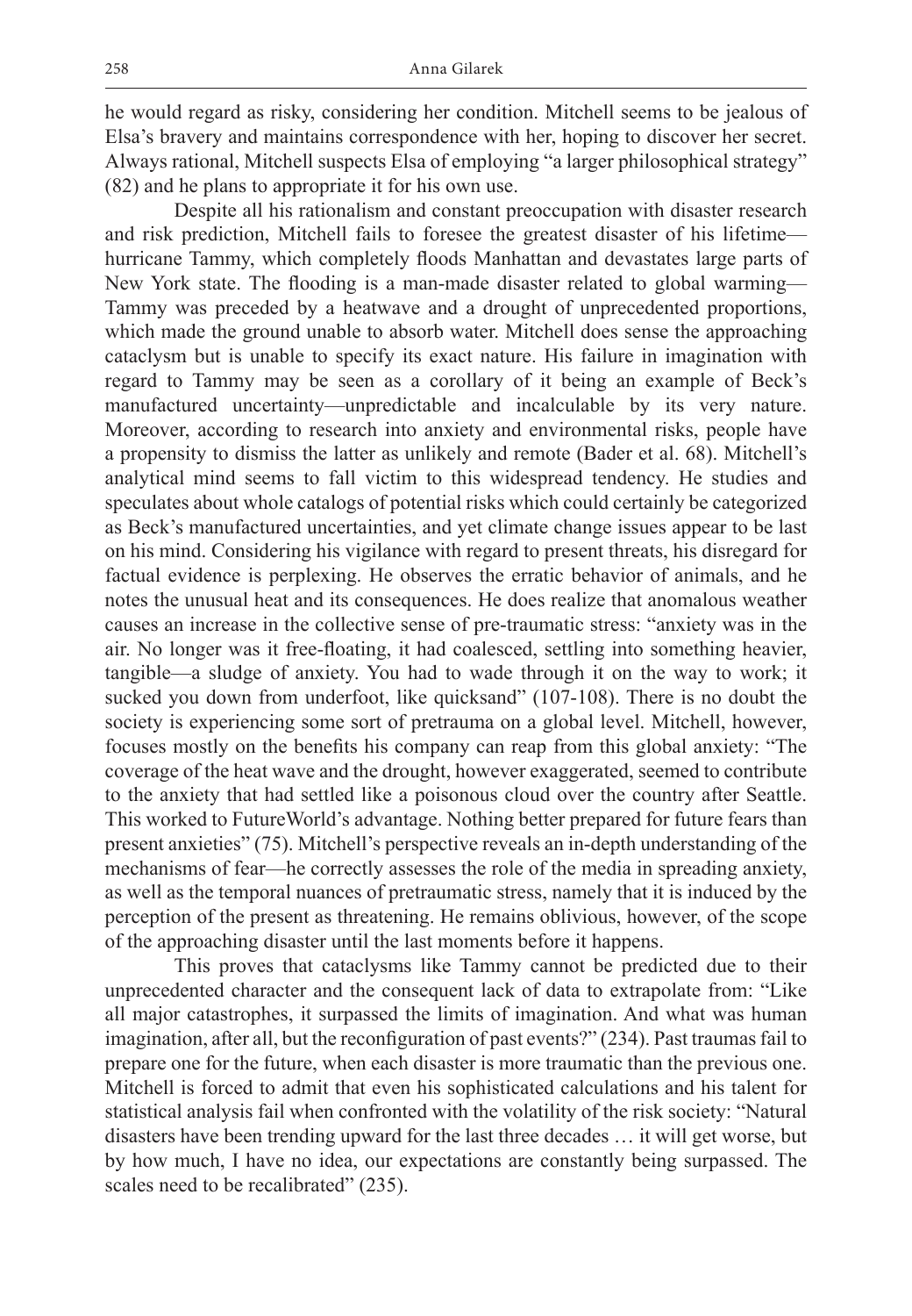he would regard as risky, considering her condition. Mitchell seems to be jealous of Elsa's bravery and maintains correspondence with her, hoping to discover her secret. Always rational, Mitchell suspects Elsa of employing "a larger philosophical strategy" (82) and he plans to appropriate it for his own use.

Despite all his rationalism and constant preoccupation with disaster research and risk prediction, Mitchell fails to foresee the greatest disaster of his lifetime—hurricane Tammy, which completely floods Manhattan and devastates large parts of New York state. The flooding is a man-made disaster related to global warming—Tammy was preceded by a heatwave and a drought of unprecedented proportions, which made the ground unable to absorb water. Mitchell does sense the approaching cataclysm but is unable to specify its exact nature. His failure in imagination with regard to Tammy may be seen as a corollary of it being an example of Beck's manufactured uncertainty—unpredictable and incalculable by its very nature. Moreover, according to research into anxiety and environmental risks, people have a propensity to dismiss the latter as unlikely and remote (Bader et al. 68). Mitchell's analytical mind seems to fall victim to this widespread tendency. He studies and speculates about whole catalogs of potential risks which could certainly be categorized as Beck's manufactured uncertainties, and yet climate change issues appear to be last on his mind. Considering his vigilance with regard to present threats, his disregard for factual evidence is perplexing. He observes the erratic behavior of animals, and he notes the unusual heat and its consequences. He does realize that anomalous weather causes an increase in the collective sense of pre-traumatic stress: "anxiety was in the air. No longer was it free-floating, it had coalesced, settling into something heavier, tangible—a sludge of anxiety. You had to wade through it on the way to work; it sucked you down from underfoot, like quicksand" (107-108). There is no doubt the society is experiencing some sort of pretrauma on a global level. Mitchell, however, focuses mostly on the benefits his company can reap from this global anxiety: "The coverage of the heat wave and the drought, however exaggerated, seemed to contribute to the anxiety that had settled like a poisonous cloud over the country after Seattle. This worked to FutureWorld's advantage. Nothing better prepared for future fears than present anxieties" (75). Mitchell's perspective reveals an in-depth understanding of the mechanisms of fear—he correctly assesses the role of the media in spreading anxiety, as well as the temporal nuances of pretraumatic stress, namely that it is induced by the perception of the present as threatening. He remains oblivious, however, of the scope of the approaching disaster until the last moments before it happens.

This proves that cataclysms like Tammy cannot be predicted due to their unprecedented character and the consequent lack of data to extrapolate from: "Like all major catastrophes, it surpassed the limits of imagination. And what was human imagination, after all, but the reconfiguration of past events?" (234). Past traumas fail to prepare one for the future, when each disaster is more traumatic than the previous one. Mitchell is forced to admit that even his sophisticated calculations and his talent for statistical analysis fail when confronted with the volatility of the risk society: "Natural disasters have been trending upward for the last three decades … it will get worse, but by how much, I have no idea, our expectations are constantly being surpassed. The scales need to be recalibrated" (235).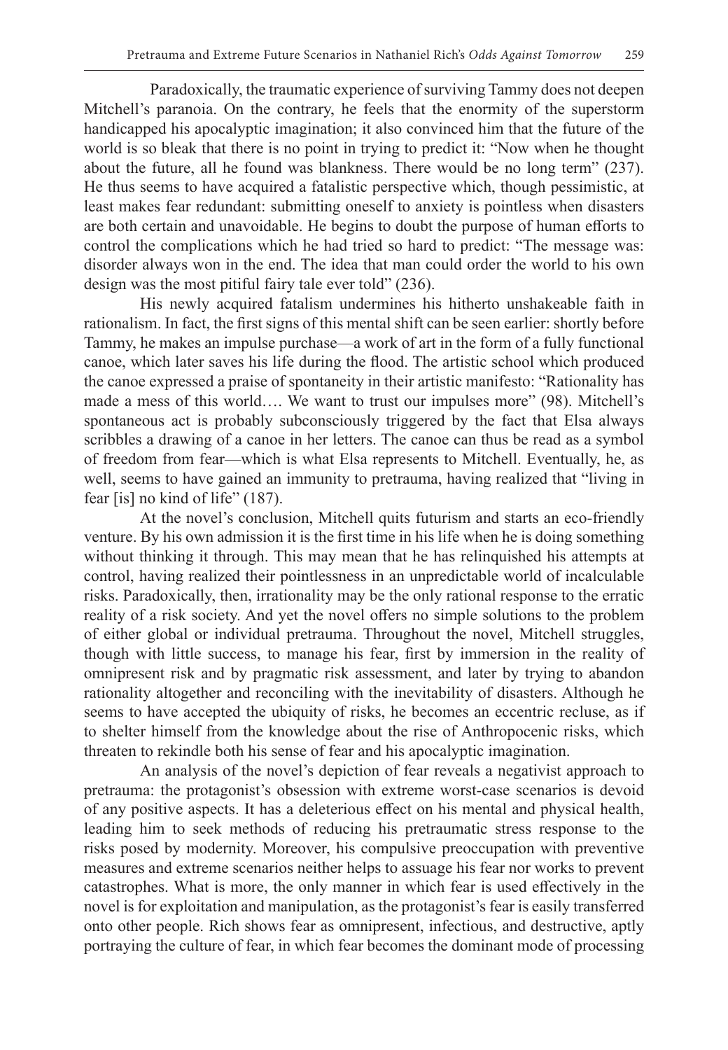Paradoxically, the traumatic experience of surviving Tammy does not deepen Mitchell's paranoia. On the contrary, he feels that the enormity of the superstorm handicapped his apocalyptic imagination; it also convinced him that the future of the world is so bleak that there is no point in trying to predict it: "Now when he thought about the future, all he found was blankness. There would be no long term" (237). He thus seems to have acquired a fatalistic perspective which, though pessimistic, at least makes fear redundant: submitting oneself to anxiety is pointless when disasters are both certain and unavoidable. He begins to doubt the purpose of human efforts to control the complications which he had tried so hard to predict: "The message was: disorder always won in the end. The idea that man could order the world to his own design was the most pitiful fairy tale ever told" (236).

His newly acquired fatalism undermines his hitherto unshakeable faith in rationalism. In fact, the first signs of this mental shift can be seen earlier: shortly before Tammy, he makes an impulse purchase—a work of art in the form of a fully functional canoe, which later saves his life during the flood. The artistic school which produced the canoe expressed a praise of spontaneity in their artistic manifesto: "Rationality has made a mess of this world…. We want to trust our impulses more" (98). Mitchell's spontaneous act is probably subconsciously triggered by the fact that Elsa always scribbles a drawing of a canoe in her letters. The canoe can thus be read as a symbol of freedom from fear—which is what Elsa represents to Mitchell. Eventually, he, as well, seems to have gained an immunity to pretrauma, having realized that "living in fear [is] no kind of life" (187).

At the novel's conclusion, Mitchell quits futurism and starts an eco-friendly venture. By his own admission it is the first time in his life when he is doing something without thinking it through. This may mean that he has relinquished his attempts at control, having realized their pointlessness in an unpredictable world of incalculable risks. Paradoxically, then, irrationality may be the only rational response to the erratic reality of a risk society. And yet the novel offers no simple solutions to the problem of either global or individual pretrauma. Throughout the novel, Mitchell struggles, though with little success, to manage his fear, first by immersion in the reality of omnipresent risk and by pragmatic risk assessment, and later by trying to abandon rationality altogether and reconciling with the inevitability of disasters. Although he seems to have accepted the ubiquity of risks, he becomes an eccentric recluse, as if to shelter himself from the knowledge about the rise of Anthropocenic risks, which threaten to rekindle both his sense of fear and his apocalyptic imagination.

An analysis of the novel's depiction of fear reveals a negativist approach to pretrauma: the protagonist's obsession with extreme worst-case scenarios is devoid of any positive aspects. It has a deleterious effect on his mental and physical health, leading him to seek methods of reducing his pretraumatic stress response to the risks posed by modernity. Moreover, his compulsive preoccupation with preventive measures and extreme scenarios neither helps to assuage his fear nor works to prevent catastrophes. What is more, the only manner in which fear is used effectively in the novel is for exploitation and manipulation, as the protagonist's fear is easily transferred onto other people. Rich shows fear as omnipresent, infectious, and destructive, aptly portraying the culture of fear, in which fear becomes the dominant mode of processing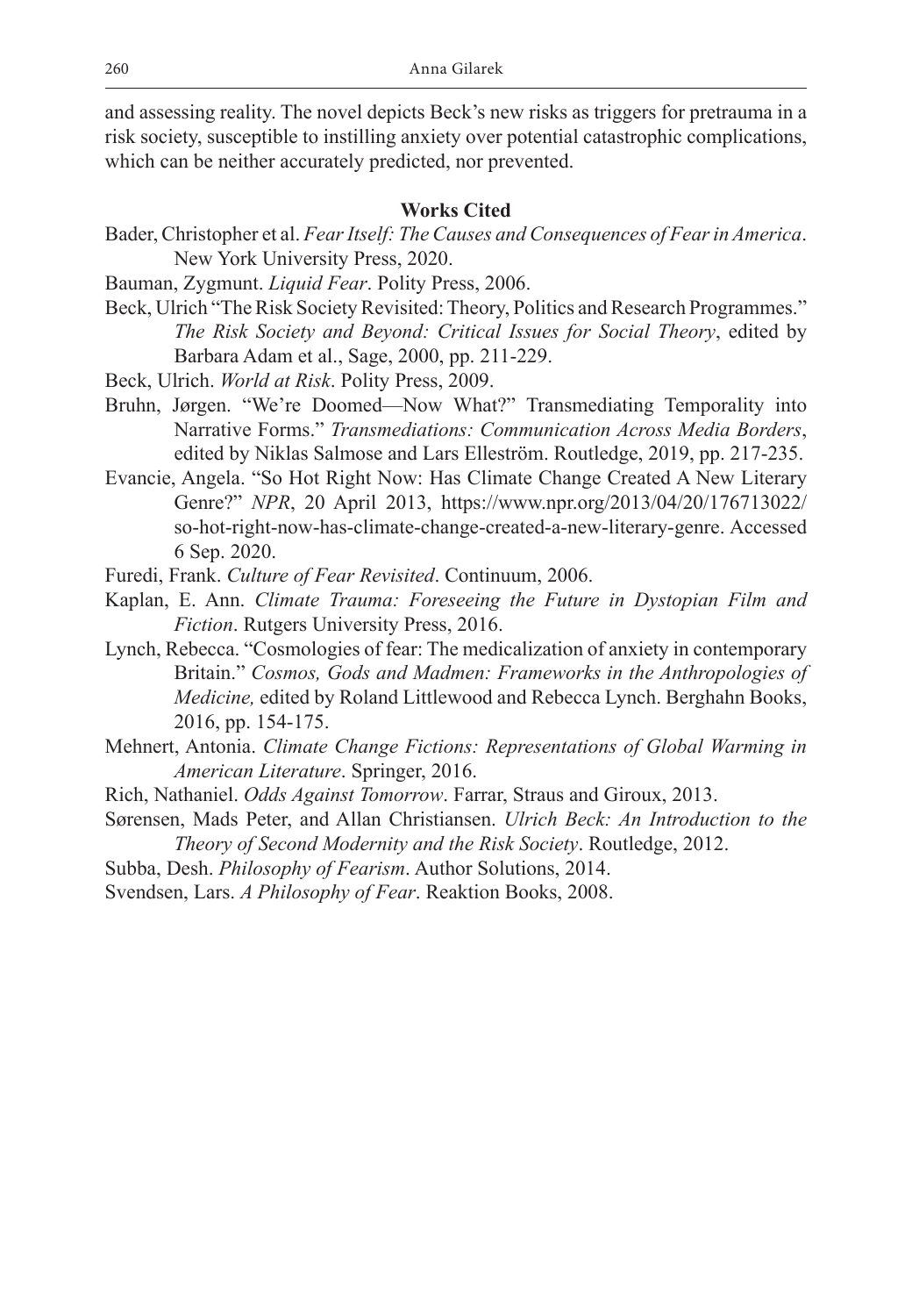and assessing reality. The novel depicts Beck's new risks as triggers for pretrauma in a risk society, susceptible to instilling anxiety over potential catastrophic complications, which can be neither accurately predicted, nor prevented.

## Works Cited

Bader, Christopher et al. *Fear Itself: The Causes and Consequences of Fear in America*. New York University Press, 2020.

Bauman, Zygmunt. *Liquid Fear*. Polity Press, 2006.

Beck, Ulrich "The Risk Society Revisited: Theory, Politics and Research Programmes." *The Risk Society and Beyond: Critical Issues for Social Theory*, edited by Barbara Adam et al., Sage, 2000, pp. 211-229.

Beck, Ulrich. *World at Risk*. Polity Press, 2009.

Bruhn, Jørgen. "We're Doomed—Now What?" Transmediating Temporality into Narrative Forms." *Transmediations: Communication Across Media Borders*, edited by Niklas Salmose and Lars Elleström. Routledge, 2019, pp. 217-235.

Evancie, Angela. "So Hot Right Now: Has Climate Change Created A New Literary Genre?" *NPR*, 20 April 2013, https://www.npr.org/2013/04/20/176713022/so-hot-right-now-has-climate-change-created-a-new-literary-genre. Accessed 6 Sep. 2020.

Furedi, Frank. *Culture of Fear Revisited*. Continuum, 2006.

Kaplan, E. Ann. *Climate Trauma: Foreseeing the Future in Dystopian Film and Fiction*. Rutgers University Press, 2016.

Lynch, Rebecca. "Cosmologies of fear: The medicalization of anxiety in contemporary Britain." *Cosmos, Gods and Madmen: Frameworks in the Anthropologies of Medicine,* edited by Roland Littlewood and Rebecca Lynch. Berghahn Books, 2016, pp. 154-175.

Mehnert, Antonia. *Climate Change Fictions: Representations of Global Warming in American Literature*. Springer, 2016.

Rich, Nathaniel. *Odds Against Tomorrow*. Farrar, Straus and Giroux, 2013.

Sørensen, Mads Peter, and Allan Christiansen. *Ulrich Beck: An Introduction to the Theory of Second Modernity and the Risk Society*. Routledge, 2012.

Subba, Desh. *Philosophy of Fearism*. Author Solutions, 2014.

Svendsen, Lars. *A Philosophy of Fear*. Reaktion Books, 2008.